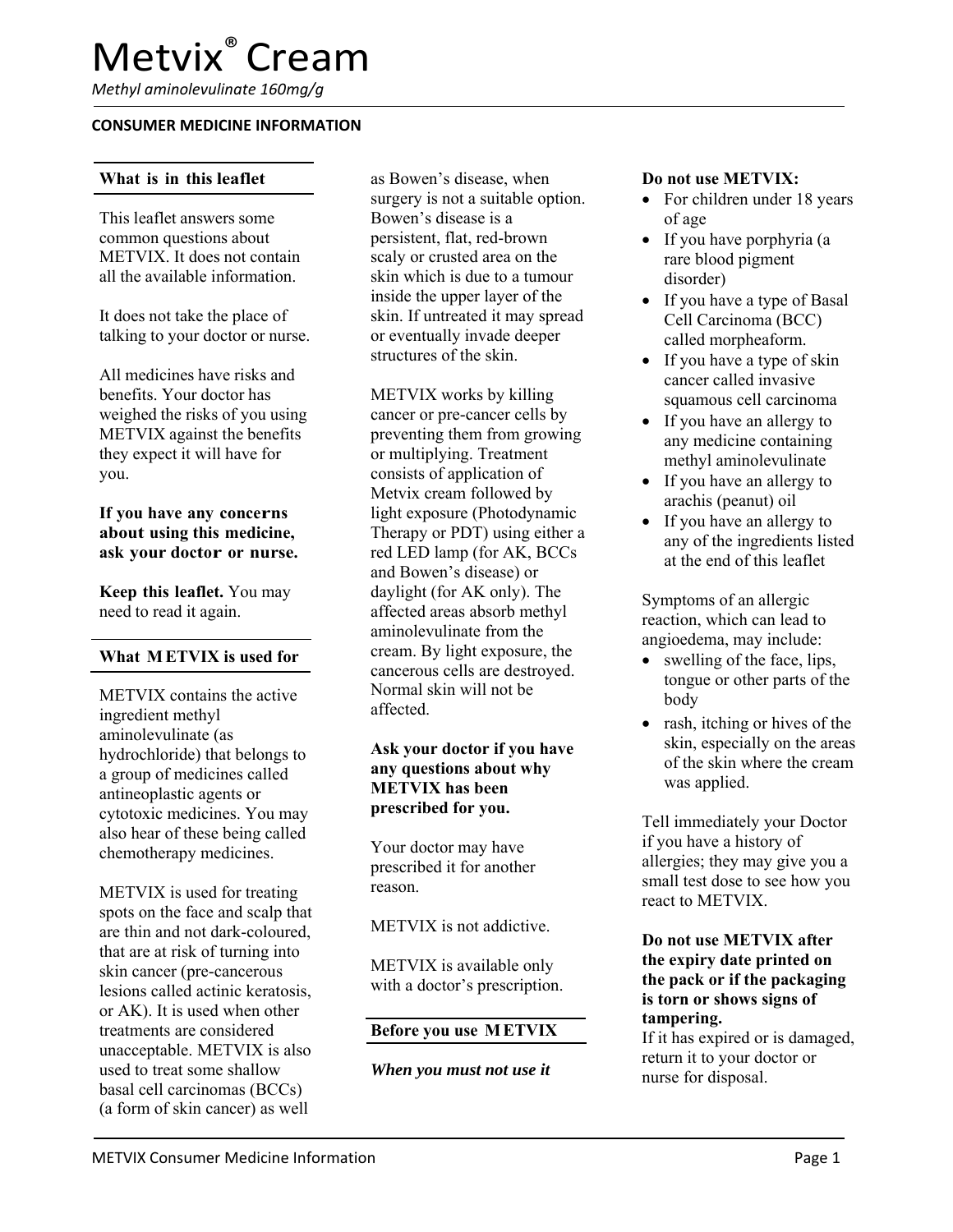# Metvix® Cream

*Methyl aminolevulinate 160mg/g*

**CONSUMER MEDICINE INFORMATION**

## What is in this leaflet

This leaflet answers some common questions about METVIX. It does not contain all the available information.

It does not take the place of talking to your doctor or nurse.

All medicines have risks and benefits. Your doctor has weighed the risks of you using METVIX against the benefits they expect it will have for you.

**If you have any concerns about using this medicine, ask your doctor or nurse.**

**Keep this leaflet.** You may need to read it again.

## What METVIX is used for

METVIX contains the active ingredient methyl aminolevulinate (as hydrochloride) that belongs to a group of medicines called antineoplastic agents or cytotoxic medicines. You may also hear of these being called chemotherapy medicines.

METVIX is used for treating spots on the face and scalp that are thin and not dark-coloured, that are at risk of turning into skin cancer (pre-cancerous lesions called actinic keratosis, or AK). It is used when other treatments are considered unacceptable. METVIX is also used to treat some shallow basal cell carcinomas (BCCs) (a form of skin cancer) as well as Bowen's disease, when surgery is not a suitable option. Bowen's disease is a persistent, flat, red-brown scaly or crusted area on the skin which is due to a tumour inside the upper layer of the skin. If untreated it may spread or eventually invade deeper structures of the skin.

METVIX works by killing cancer or pre-cancer cells by preventing them from growing or multiplying. Treatment consists of application of Metvix cream followed by light exposure (Photodynamic Therapy or PDT) using either a red LED lamp (for AK, BCCs and Bowen's disease) or daylight (for AK only). The affected areas absorb methyl aminolevulinate from the cream. By light exposure, the cancerous cells are destroyed. Normal skin will not be affected.

**Ask your doctor if you have any questions about why METVIX has been prescribed for you.**

Your doctor may have prescribed it for another reason.

METVIX is not addictive.

METVIX is available only with a doctor's prescription.

## Before you use METVIX

### *When you must not use it*

**Do not use METVIX:**

- For children under 18 years of age
- If you have porphyria (a rare blood pigment disorder)
- If you have a type of Basal Cell Carcinoma (BCC) called morpheaform.
- If you have a type of skin cancer called invasive squamous cell carcinoma
- If you have an allergy to any medicine containing methyl aminolevulinate
- If you have an allergy to arachis (peanut) oil
- If you have an allergy to any of the ingredients listed at the end of this leaflet

Symptoms of an allergic reaction, which can lead to angioedema, may include:

- swelling of the face, lips, tongue or other parts of the body
- rash, itching or hives of the skin, especially on the areas of the skin where the cream was applied.

Tell immediately your Doctor if you have a history of allergies; they may give you a small test dose to see how you react to METVIX.

**Do not use METVIX after the expiry date printed on the pack or if the packaging is torn or shows signs of tampering.**
If it has expired or is damaged, return it to your doctor or nurse for disposal.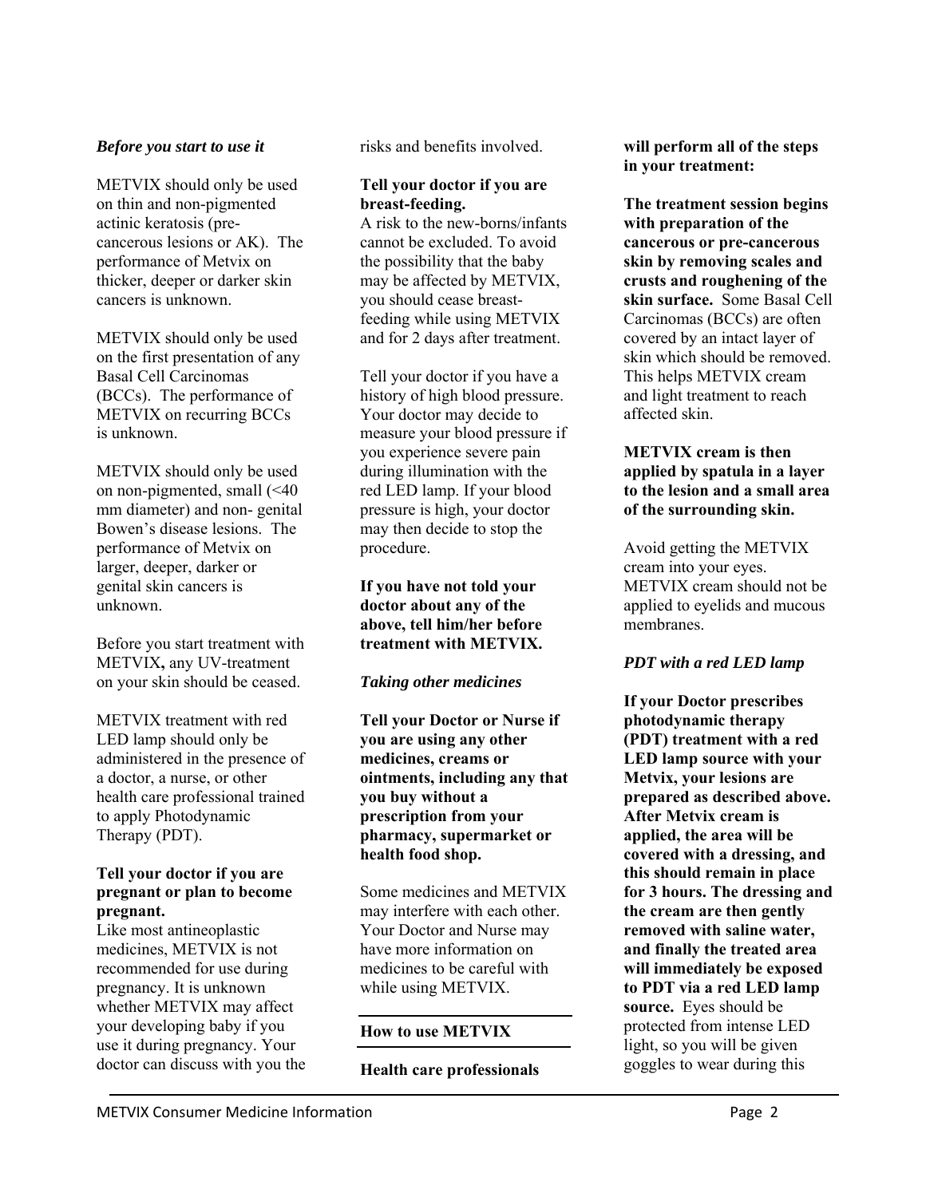*Before you start to use it*

METVIX should only be used on thin and non-pigmented actinic keratosis (pre-cancerous lesions or AK). The performance of Metvix on thicker, deeper or darker skin cancers is unknown.

METVIX should only be used on the first presentation of any Basal Cell Carcinomas (BCCs). The performance of METVIX on recurring BCCs is unknown.

METVIX should only be used on non-pigmented, small (<40 mm diameter) and non- genital Bowen's disease lesions. The performance of Metvix on larger, deeper, darker or genital skin cancers is unknown.

Before you start treatment with METVIX**,** any UV-treatment on your skin should be ceased.

METVIX treatment with red LED lamp should only be administered in the presence of a doctor, a nurse, or other health care professional trained to apply Photodynamic Therapy (PDT).

**Tell your doctor if you are pregnant or plan to become pregnant.**

Like most antineoplastic medicines, METVIX is not recommended for use during pregnancy. It is unknown whether METVIX may affect your developing baby if you use it during pregnancy. Your doctor can discuss with you the risks and benefits involved.

**Tell your doctor if you are breast-feeding.**

A risk to the new-borns/infants cannot be excluded. To avoid the possibility that the baby may be affected by METVIX, you should cease breast-feeding while using METVIX and for 2 days after treatment.

Tell your doctor if you have a history of high blood pressure. Your doctor may decide to measure your blood pressure if you experience severe pain during illumination with the red LED lamp. If your blood pressure is high, your doctor may then decide to stop the procedure.

**If you have not told your doctor about any of the above, tell him/her before treatment with METVIX.**

***Taking other medicines***

**Tell your Doctor or Nurse if you are using any other medicines, creams or ointments, including any that you buy without a prescription from your pharmacy, supermarket or health food shop.**

Some medicines and METVIX may interfere with each other. Your Doctor and Nurse may have more information on medicines to be careful with while using METVIX.

## How to use METVIX

**Health care professionals will perform all of the steps in your treatment:**

**The treatment session begins with preparation of the cancerous or pre-cancerous skin by removing scales and crusts and roughening of the skin surface.** Some Basal Cell Carcinomas (BCCs) are often covered by an intact layer of skin which should be removed. This helps METVIX cream and light treatment to reach affected skin.

**METVIX cream is then applied by spatula in a layer to the lesion and a small area of the surrounding skin.**

Avoid getting the METVIX cream into your eyes. METVIX cream should not be applied to eyelids and mucous membranes.

***PDT with a red LED lamp***

**If your Doctor prescribes photodynamic therapy (PDT) treatment with a red LED lamp source with your Metvix, your lesions are prepared as described above. After Metvix cream is applied, the area will be covered with a dressing, and this should remain in place for 3 hours. The dressing and the cream are then gently removed with saline water, and finally the treated area will immediately be exposed to PDT via a red LED lamp source.** Eyes should be protected from intense LED light, so you will be given goggles to wear during this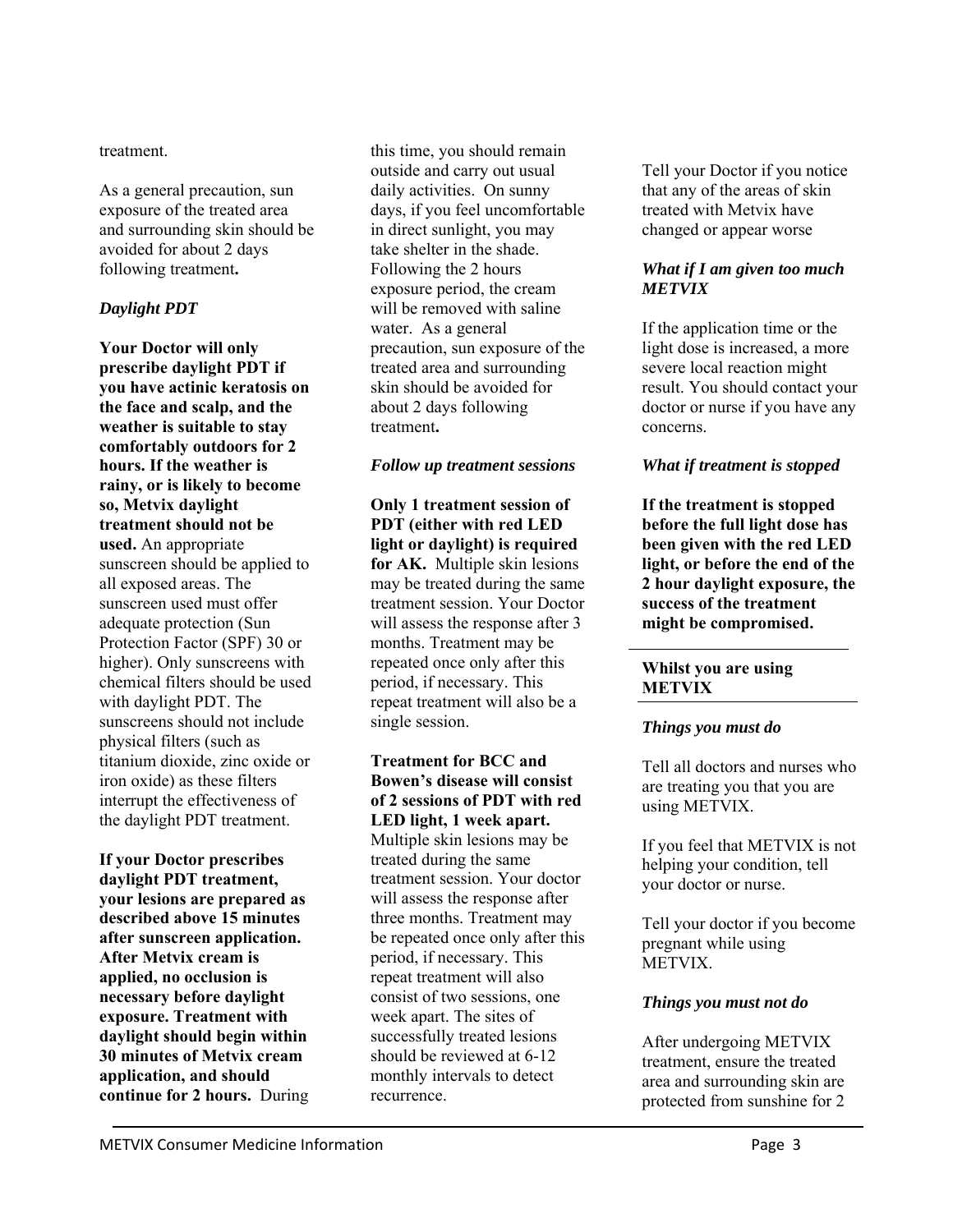treatment.

As a general precaution, sun exposure of the treated area and surrounding skin should be avoided for about 2 days following treatment**.**

### *Daylight PDT*

**Your Doctor will only prescribe daylight PDT if you have actinic keratosis on the face and scalp, and the weather is suitable to stay comfortably outdoors for 2 hours. If the weather is rainy, or is likely to become so, Metvix daylight treatment should not be used.** An appropriate sunscreen should be applied to all exposed areas. The sunscreen used must offer adequate protection (Sun Protection Factor (SPF) 30 or higher). Only sunscreens with chemical filters should be used with daylight PDT. The sunscreens should not include physical filters (such as titanium dioxide, zinc oxide or iron oxide) as these filters interrupt the effectiveness of the daylight PDT treatment.

**If your Doctor prescribes daylight PDT treatment, your lesions are prepared as described above 15 minutes after sunscreen application. After Metvix cream is applied, no occlusion is necessary before daylight exposure. Treatment with daylight should begin within 30 minutes of Metvix cream application, and should continue for 2 hours.** During this time, you should remain outside and carry out usual daily activities. On sunny days, if you feel uncomfortable in direct sunlight, you may take shelter in the shade. Following the 2 hours exposure period, the cream will be removed with saline water. As a general precaution, sun exposure of the treated area and surrounding skin should be avoided for about 2 days following treatment**.**

### *Follow up treatment sessions*

**Only 1 treatment session of PDT (either with red LED light or daylight) is required for AK.** Multiple skin lesions may be treated during the same treatment session. Your Doctor will assess the response after 3 months. Treatment may be repeated once only after this period, if necessary. This repeat treatment will also be a single session.

**Treatment for BCC and Bowen's disease will consist of 2 sessions of PDT with red LED light, 1 week apart.** Multiple skin lesions may be treated during the same treatment session. Your doctor will assess the response after three months. Treatment may be repeated once only after this period, if necessary. This repeat treatment will also consist of two sessions, one week apart. The sites of successfully treated lesions should be reviewed at 6-12 monthly intervals to detect recurrence.

Tell your Doctor if you notice that any of the areas of skin treated with Metvix have changed or appear worse

### *What if I am given too much METVIX*

If the application time or the light dose is increased, a more severe local reaction might result. You should contact your doctor or nurse if you have any concerns.

### *What if treatment is stopped*

**If the treatment is stopped before the full light dose has been given with the red LED light, or before the end of the 2 hour daylight exposure, the success of the treatment might be compromised.**

## Whilst you are using METVIX

### *Things you must do*

Tell all doctors and nurses who are treating you that you are using METVIX.

If you feel that METVIX is not helping your condition, tell your doctor or nurse.

Tell your doctor if you become pregnant while using METVIX.

### *Things you must not do*

After undergoing METVIX treatment, ensure the treated area and surrounding skin are protected from sunshine for 2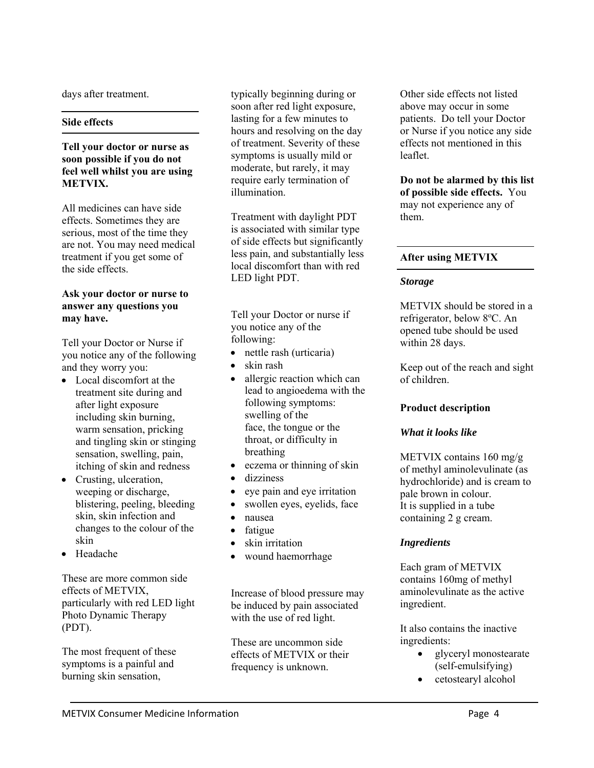days after treatment.

## Side effects

**Tell your doctor or nurse as soon possible if you do not feel well whilst you are using METVIX.**

All medicines can have side effects. Sometimes they are serious, most of the time they are not. You may need medical treatment if you get some of the side effects.

**Ask your doctor or nurse to answer any questions you may have.**

Tell your Doctor or Nurse if you notice any of the following and they worry you:

- Local discomfort at the treatment site during and after light exposure including skin burning, warm sensation, pricking and tingling skin or stinging sensation, swelling, pain, itching of skin and redness
- Crusting, ulceration, weeping or discharge, blistering, peeling, bleeding skin, skin infection and changes to the colour of the skin
- Headache

These are more common side effects of METVIX, particularly with red LED light Photo Dynamic Therapy (PDT).

The most frequent of these symptoms is a painful and burning skin sensation, typically beginning during or soon after red light exposure, lasting for a few minutes to hours and resolving on the day of treatment. Severity of these symptoms is usually mild or moderate, but rarely, it may require early termination of illumination.

Treatment with daylight PDT is associated with similar type of side effects but significantly less pain, and substantially less local discomfort than with red LED light PDT.

Tell your Doctor or nurse if you notice any of the following:

- nettle rash (urticaria)
- skin rash
- allergic reaction which can lead to angioedema with the following symptoms: swelling of the face, the tongue or the throat, or difficulty in breathing
- eczema or thinning of skin
- dizziness
- eye pain and eye irritation
- swollen eyes, eyelids, face
- nausea
- fatigue
- skin irritation
- wound haemorrhage

Increase of blood pressure may be induced by pain associated with the use of red light.

These are uncommon side effects of METVIX or their frequency is unknown.

Other side effects not listed above may occur in some patients. Do tell your Doctor or Nurse if you notice any side effects not mentioned in this leaflet.

**Do not be alarmed by this list of possible side effects.** You may not experience any of them.

## After using METVIX

### *Storage*

METVIX should be stored in a refrigerator, below 8ºC. An opened tube should be used within 28 days.

Keep out of the reach and sight of children.

## Product description

### *What it looks like*

METVIX contains 160 mg/g of methyl aminolevulinate (as hydrochloride) and is cream to pale brown in colour.
It is supplied in a tube containing 2 g cream.

### *Ingredients*

Each gram of METVIX contains 160mg of methyl aminolevulinate as the active ingredient.

It also contains the inactive ingredients:

- glyceryl monostearate (self-emulsifying)
- cetostearyl alcohol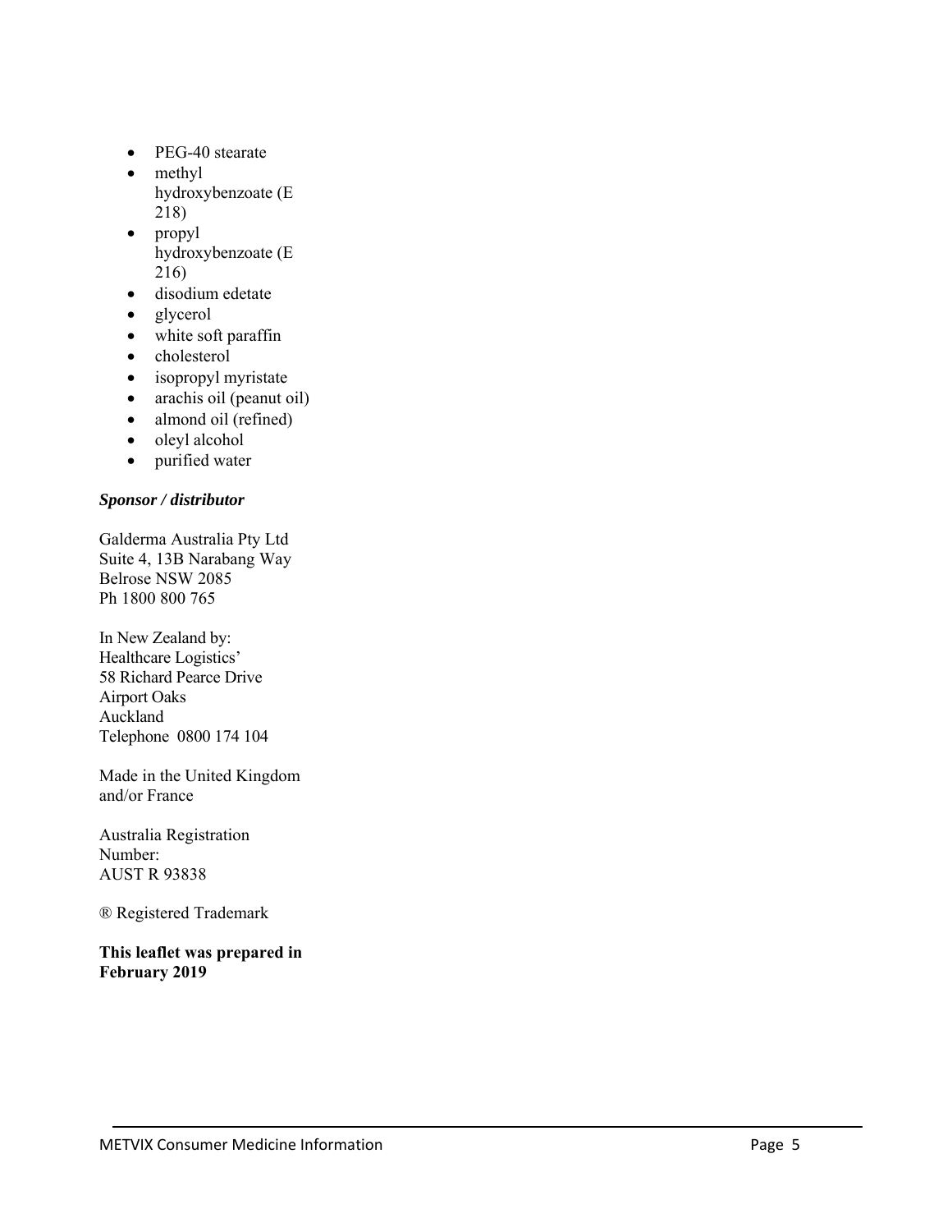- PEG-40 stearate
- methyl hydroxybenzoate (E 218)
- propyl hydroxybenzoate (E 216)
- disodium edetate
- glycerol
- white soft paraffin
- cholesterol
- isopropyl myristate
- arachis oil (peanut oil)
- almond oil (refined)
- oleyl alcohol
- purified water

***Sponsor / distributor***

Galderma Australia Pty Ltd
Suite 4, 13B Narabang Way
Belrose NSW 2085
Ph 1800 800 765

In New Zealand by:
Healthcare Logistics'
58 Richard Pearce Drive
Airport Oaks
Auckland
Telephone 0800 174 104

Made in the United Kingdom and/or France

Australia Registration Number:
AUST R 93838

® Registered Trademark

**This leaflet was prepared in February 2019**